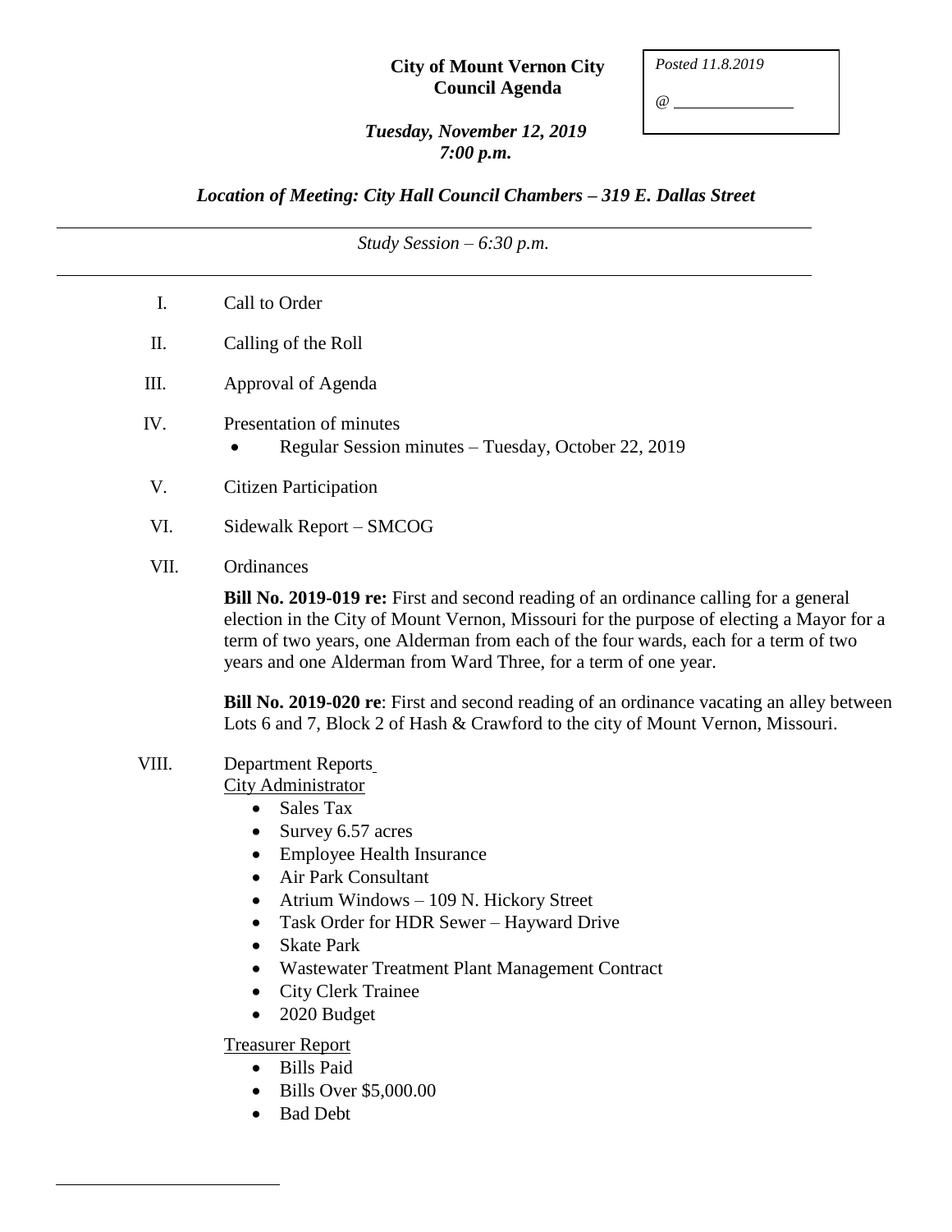**City of Mount Vernon City Council Agenda**

*Posted 11.8.2019*

*@ ______________*

***Tuesday, November 12, 2019***
***7:00 p.m.***

***Location of Meeting: City Hall Council Chambers – 319 E. Dallas Street***

---

*Study Session – 6:30 p.m.*

---

I. Call to Order

II. Calling of the Roll

III. Approval of Agenda

IV. Presentation of minutes
- Regular Session minutes – Tuesday, October 22, 2019

V. Citizen Participation

VI. Sidewalk Report – SMCOG

VII. Ordinances

**Bill No. 2019-019 re:** First and second reading of an ordinance calling for a general election in the City of Mount Vernon, Missouri for the purpose of electing a Mayor for a term of two years, one Alderman from each of the four wards, each for a term of two years and one Alderman from Ward Three, for a term of one year.

**Bill No. 2019-020 re**: First and second reading of an ordinance vacating an alley between Lots 6 and 7, Block 2 of Hash & Crawford to the city of Mount Vernon, Missouri.

VIII. Department Reports

City Administrator
- Sales Tax
- Survey 6.57 acres
- Employee Health Insurance
- Air Park Consultant
- Atrium Windows – 109 N. Hickory Street
- Task Order for HDR Sewer – Hayward Drive
- Skate Park
- Wastewater Treatment Plant Management Contract
- City Clerk Trainee
- 2020 Budget

Treasurer Report
- Bills Paid
- Bills Over $5,000.00
- Bad Debt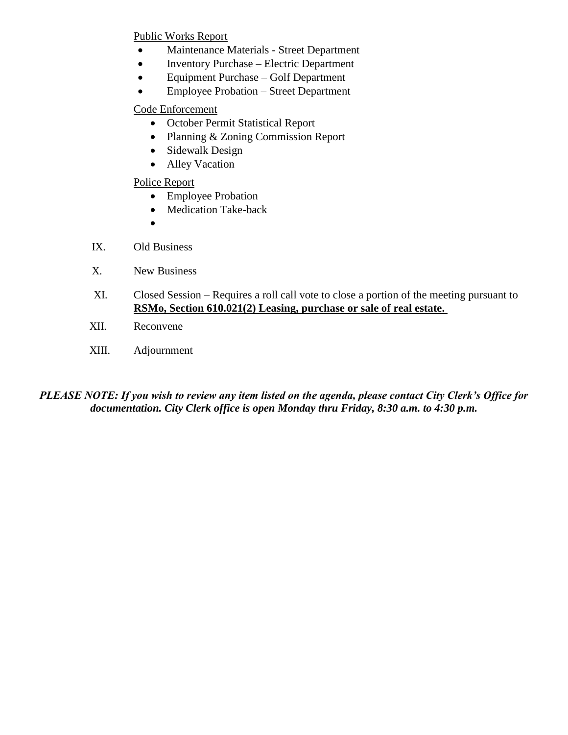Public Works Report

- Maintenance Materials - Street Department
- Inventory Purchase – Electric Department
- Equipment Purchase – Golf Department
- Employee Probation – Street Department

Code Enforcement

- October Permit Statistical Report
- Planning & Zoning Commission Report
- Sidewalk Design
- Alley Vacation

Police Report

- Employee Probation
- Medication Take-back
- 

IX. Old Business

X. New Business

XI. Closed Session – Requires a roll call vote to close a portion of the meeting pursuant to **RSMo, Section 610.021(2) Leasing, purchase or sale of real estate.**

XII. Reconvene

XIII. Adjournment

***PLEASE NOTE: If you wish to review any item listed on the agenda, please contact City Clerk's Office for documentation. City Clerk office is open Monday thru Friday, 8:30 a.m. to 4:30 p.m.***